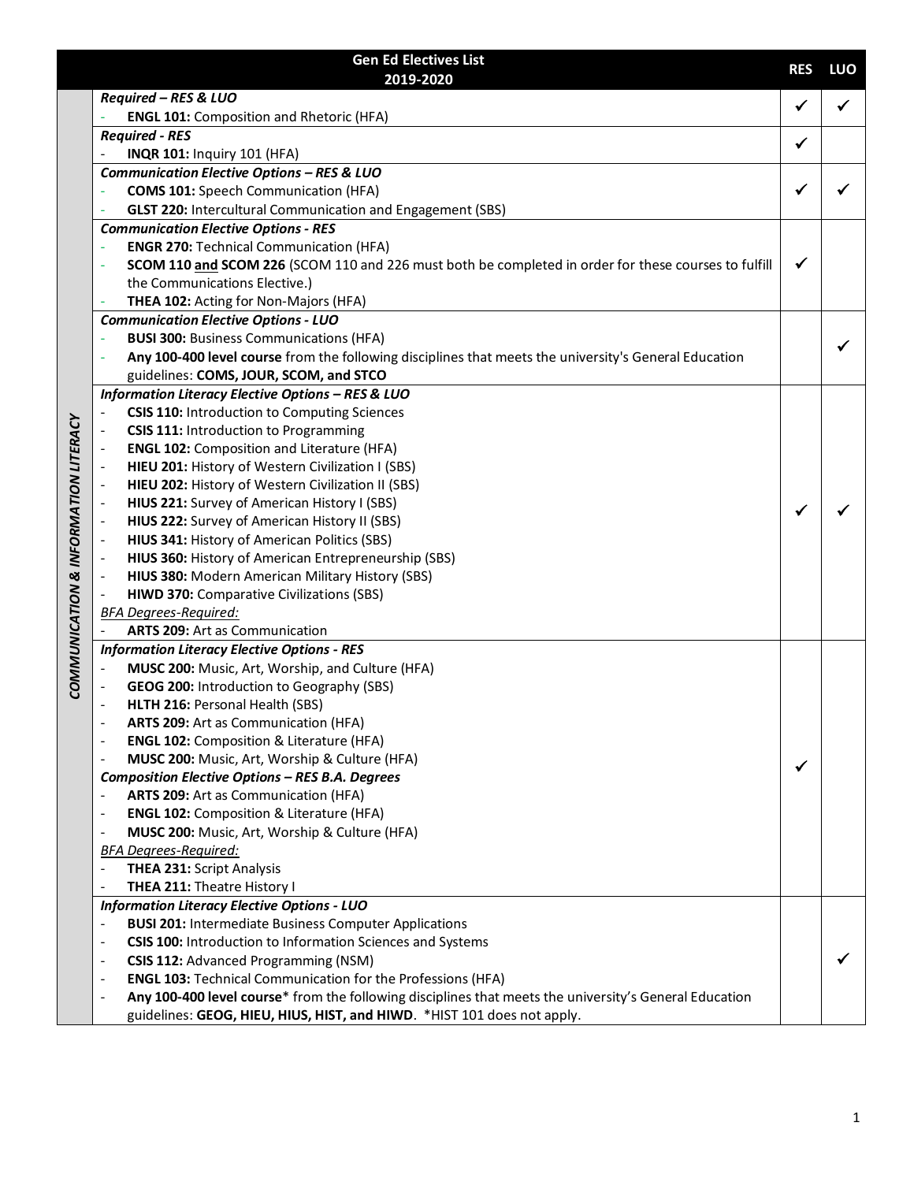| | Gen Ed Electives List 2019-2020 | RES | LUO |
|---|---|---|---|
| COMMUNICATION & INFORMATION LITERACY | ***Required – RES & LUO***<br>- **ENGL 101:** Composition and Rhetoric (HFA) | ✓ | ✓ |
| | ***Required - RES***<br>- **INQR 101:** Inquiry 101 (HFA) | ✓ | |
| | ***Communication Elective Options – RES & LUO***<br>- **COMS 101:** Speech Communication (HFA)<br>- **GLST 220:** Intercultural Communication and Engagement (SBS) | ✓ | ✓ |
| | ***Communication Elective Options - RES***<br>- **ENGR 270:** Technical Communication (HFA)<br>- **SCOM 110 <u>and</u> SCOM 226** (SCOM 110 and 226 must both be completed in order for these courses to fulfill the Communications Elective.)<br>- **THEA 102:** Acting for Non-Majors (HFA) | ✓ | |
| | ***Communication Elective Options - LUO***<br>- **BUSI 300:** Business Communications (HFA)<br>- **Any 100-400 level course** from the following disciplines that meets the university's General Education guidelines: **COMS, JOUR, SCOM, and STCO** | | ✓ |
| | ***Information Literacy Elective Options – RES & LUO***<br>- **CSIS 110:** Introduction to Computing Sciences<br>- **CSIS 111:** Introduction to Programming<br>- **ENGL 102:** Composition and Literature (HFA)<br>- **HIEU 201:** History of Western Civilization I (SBS)<br>- **HIEU 202:** History of Western Civilization II (SBS)<br>- **HIUS 221:** Survey of American History I (SBS)<br>- **HIUS 222:** Survey of American History II (SBS)<br>- **HIUS 341:** History of American Politics (SBS)<br>- **HIUS 360:** History of American Entrepreneurship (SBS)<br>- **HIUS 380:** Modern American Military History (SBS)<br>- **HIWD 370:** Comparative Civilizations (SBS)<br>*<u>BFA Degrees-Required:</u>*<br>- **ARTS 209:** Art as Communication | ✓ | ✓ |
| | ***Information Literacy Elective Options - RES***<br>- **MUSC 200:** Music, Art, Worship, and Culture (HFA)<br>- **GEOG 200:** Introduction to Geography (SBS)<br>- **HLTH 216:** Personal Health (SBS)<br>- **ARTS 209:** Art as Communication (HFA)<br>- **ENGL 102:** Composition & Literature (HFA)<br>- **MUSC 200:** Music, Art, Worship & Culture (HFA)<br>***Composition Elective Options – RES B.A. Degrees***<br>- **ARTS 209:** Art as Communication (HFA)<br>- **ENGL 102:** Composition & Literature (HFA)<br>- **MUSC 200:** Music, Art, Worship & Culture (HFA)<br>*<u>BFA Degrees-Required:</u>*<br>- **THEA 231:** Script Analysis<br>- **THEA 211:** Theatre History I | ✓ | |
| | ***Information Literacy Elective Options - LUO***<br>- **BUSI 201:** Intermediate Business Computer Applications<br>- **CSIS 100:** Introduction to Information Sciences and Systems<br>- **CSIS 112:** Advanced Programming (NSM)<br>- **ENGL 103:** Technical Communication for the Professions (HFA)<br>- **Any 100-400 level course*** from the following disciplines that meets the university's General Education guidelines: **GEOG, HIEU, HIUS, HIST, and HIWD**. *HIST 101 does not apply. | | ✓ |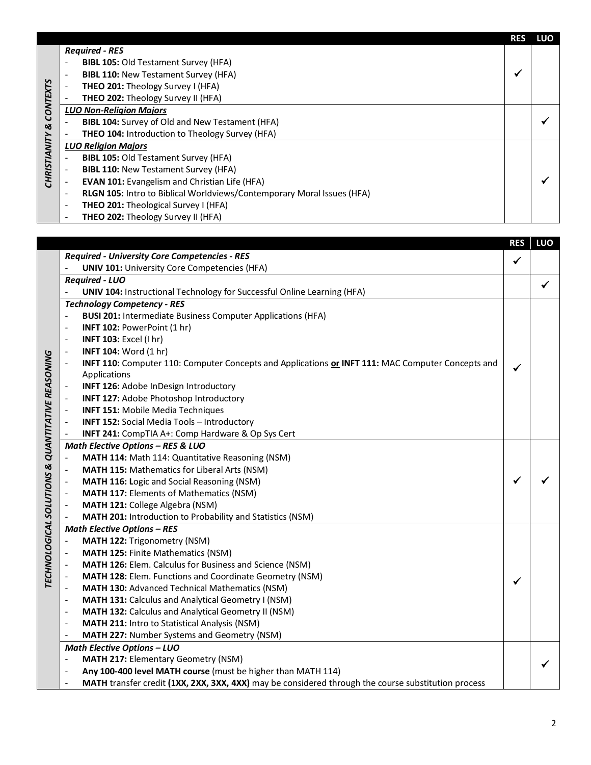| | | RES | LUO |
|---|---|---|---|
| ***CHRISTIANITY & CONTEXTS*** | ***Required - RES***<br>- **BIBL 105:** Old Testament Survey (HFA)<br>- **BIBL 110:** New Testament Survey (HFA)<br>- **THEO 201:** Theology Survey I (HFA)<br>- **THEO 202:** Theology Survey II (HFA) | ✓ | |
| | ***LUO Non-Religion Majors***<br>- **BIBL 104:** Survey of Old and New Testament (HFA)<br>- **THEO 104:** Introduction to Theology Survey (HFA) | | ✓ |
| | ***LUO Religion Majors***<br>- **BIBL 105:** Old Testament Survey (HFA)<br>- **BIBL 110:** New Testament Survey (HFA)<br>- **EVAN 101:** Evangelism and Christian Life (HFA)<br>- **RLGN 105:** Intro to Biblical Worldviews/Contemporary Moral Issues (HFA)<br>- **THEO 201:** Theological Survey I (HFA)<br>- **THEO 202:** Theology Survey II (HFA) | | ✓ |

| | | RES | LUO |
|---|---|---|---|
| ***TECHNOLOGICAL SOLUTIONS & QUANTITATIVE REASONING*** | ***Required - University Core Competencies - RES***<br>- **UNIV 101:** University Core Competencies (HFA) | ✓ | |
| | ***Required - LUO***<br>- **UNIV 104:** Instructional Technology for Successful Online Learning (HFA) | | ✓ |
| | ***Technology Competency - RES***<br>- **BUSI 201:** Intermediate Business Computer Applications (HFA)<br>- **INFT 102:** PowerPoint (1 hr)<br>- **INFT 103:** Excel (I hr)<br>- **INFT 104:** Word (1 hr)<br>- **INFT 110:** Computer 110: Computer Concepts and Applications **or INFT 111:** MAC Computer Concepts and Applications<br>- **INFT 126:** Adobe InDesign Introductory<br>- **INFT 127:** Adobe Photoshop Introductory<br>- **INFT 151:** Mobile Media Techniques<br>- **INFT 152:** Social Media Tools – Introductory<br>- **INFT 241:** CompTIA A+: Comp Hardware & Op Sys Cert | ✓ | |
| | ***Math Elective Options – RES & LUO***<br>- **MATH 114:** Math 114: Quantitative Reasoning (NSM)<br>- **MATH 115:** Mathematics for Liberal Arts (NSM)<br>- **MATH 116: L**ogic and Social Reasoning (NSM)<br>- **MATH 117:** Elements of Mathematics (NSM)<br>- **MATH 121:** College Algebra (NSM)<br>- **MATH 201:** Introduction to Probability and Statistics (NSM) | ✓ | ✓ |
| | ***Math Elective Options – RES***<br>- **MATH 122:** Trigonometry (NSM)<br>- **MATH 125:** Finite Mathematics (NSM)<br>- **MATH 126:** Elem. Calculus for Business and Science (NSM)<br>- **MATH 128:** Elem. Functions and Coordinate Geometry (NSM)<br>- **MATH 130:** Advanced Technical Mathematics (NSM)<br>- **MATH 131:** Calculus and Analytical Geometry I (NSM)<br>- **MATH 132:** Calculus and Analytical Geometry II (NSM)<br>- **MATH 211:** Intro to Statistical Analysis (NSM)<br>- **MATH 227:** Number Systems and Geometry (NSM) | ✓ | |
| | ***Math Elective Options – LUO***<br>- **MATH 217:** Elementary Geometry (NSM)<br>- **Any 100-400 level MATH course** (must be higher than MATH 114)<br>- **MATH** transfer credit **(1XX, 2XX, 3XX, 4XX)** may be considered through the course substitution process | | ✓ |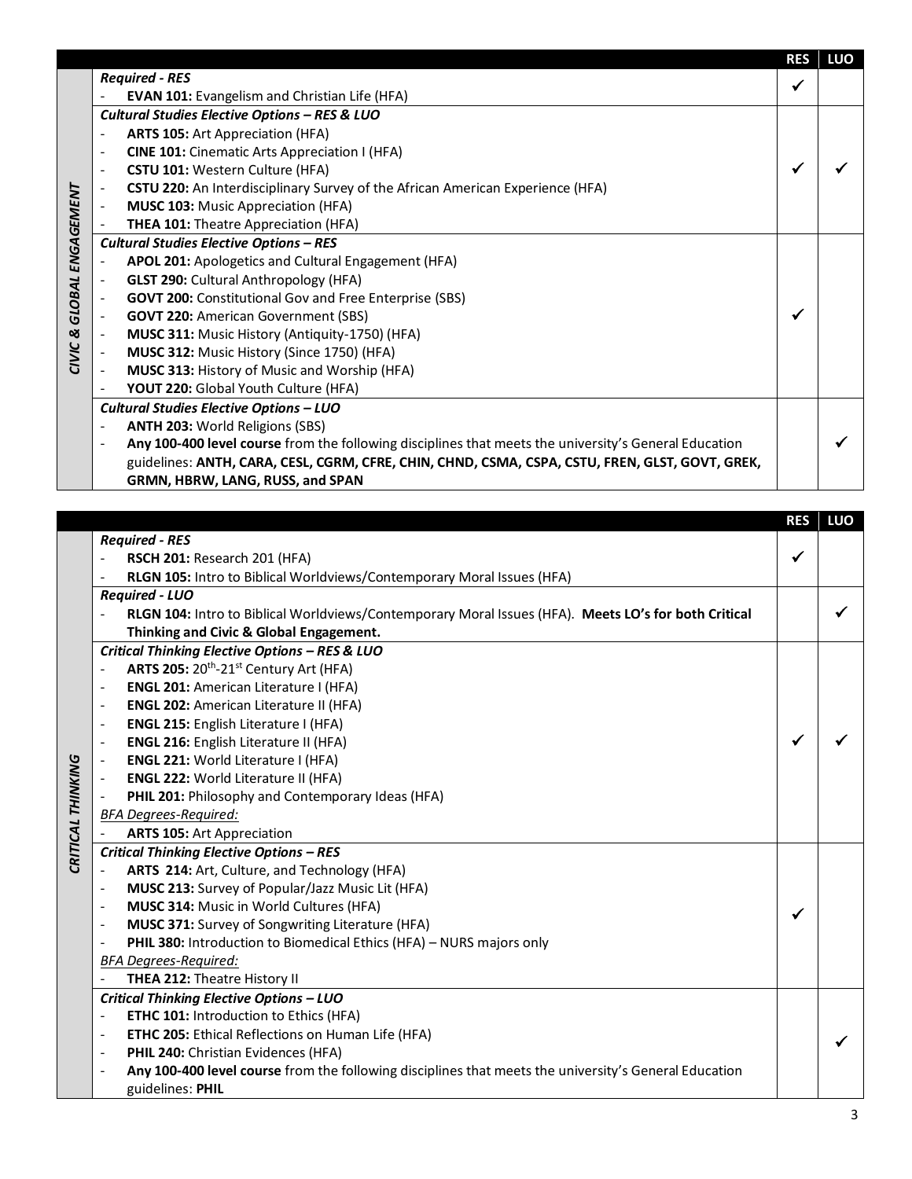| | | RES | LUO |
|---|---|---|---|
| CIVIC & GLOBAL ENGAGEMENT | ***Required - RES***<br>- **EVAN 101:** Evangelism and Christian Life (HFA) | ✓ | |
| | ***Cultural Studies Elective Options – RES & LUO***<br>- **ARTS 105:** Art Appreciation (HFA)<br>- **CINE 101:** Cinematic Arts Appreciation I (HFA)<br>- **CSTU 101:** Western Culture (HFA)<br>- **CSTU 220:** An Interdisciplinary Survey of the African American Experience (HFA)<br>- **MUSC 103:** Music Appreciation (HFA)<br>- **THEA 101:** Theatre Appreciation (HFA) | ✓ | ✓ |
| | ***Cultural Studies Elective Options – RES***<br>- **APOL 201:** Apologetics and Cultural Engagement (HFA)<br>- **GLST 290:** Cultural Anthropology (HFA)<br>- **GOVT 200:** Constitutional Gov and Free Enterprise (SBS)<br>- **GOVT 220:** American Government (SBS)<br>- **MUSC 311:** Music History (Antiquity-1750) (HFA)<br>- **MUSC 312:** Music History (Since 1750) (HFA)<br>- **MUSC 313:** History of Music and Worship (HFA)<br>- **YOUT 220:** Global Youth Culture (HFA) | ✓ | |
| | ***Cultural Studies Elective Options – LUO***<br>- **ANTH 203:** World Religions (SBS)<br>- **Any 100-400 level course** from the following disciplines that meets the university's General Education guidelines: **ANTH, CARA, CESL, CGRM, CFRE, CHIN, CHND, CSMA, CSPA, CSTU, FREN, GLST, GOVT, GREK, GRMN, HBRW, LANG, RUSS, and SPAN** | | ✓ |

| | | RES | LUO |
|---|---|---|---|
| CRITICAL THINKING | ***Required - RES***<br>- **RSCH 201:** Research 201 (HFA)<br>- **RLGN 105:** Intro to Biblical Worldviews/Contemporary Moral Issues (HFA) | ✓ | |
| | ***Required - LUO***<br>- **RLGN 104:** Intro to Biblical Worldviews/Contemporary Moral Issues (HFA). **Meets LO's for both Critical Thinking and Civic & Global Engagement.** | | ✓ |
| | ***Critical Thinking Elective Options – RES & LUO***<br>- **ARTS 205:** 20th-21st Century Art (HFA)<br>- **ENGL 201:** American Literature I (HFA)<br>- **ENGL 202:** American Literature II (HFA)<br>- **ENGL 215:** English Literature I (HFA)<br>- **ENGL 216:** English Literature II (HFA)<br>- **ENGL 221:** World Literature I (HFA)<br>- **ENGL 222:** World Literature II (HFA)<br>- **PHIL 201:** Philosophy and Contemporary Ideas (HFA)<br>*BFA Degrees-Required:*<br>- **ARTS 105:** Art Appreciation | ✓ | ✓ |
| | ***Critical Thinking Elective Options – RES***<br>- **ARTS 214:** Art, Culture, and Technology (HFA)<br>- **MUSC 213:** Survey of Popular/Jazz Music Lit (HFA)<br>- **MUSC 314:** Music in World Cultures (HFA)<br>- **MUSC 371:** Survey of Songwriting Literature (HFA)<br>- **PHIL 380:** Introduction to Biomedical Ethics (HFA) – NURS majors only<br>*BFA Degrees-Required:*<br>- **THEA 212:** Theatre History II | ✓ | |
| | ***Critical Thinking Elective Options – LUO***<br>- **ETHC 101:** Introduction to Ethics (HFA)<br>- **ETHC 205:** Ethical Reflections on Human Life (HFA)<br>- **PHIL 240:** Christian Evidences (HFA)<br>- **Any 100-400 level course** from the following disciplines that meets the university's General Education guidelines: **PHIL** | | ✓ |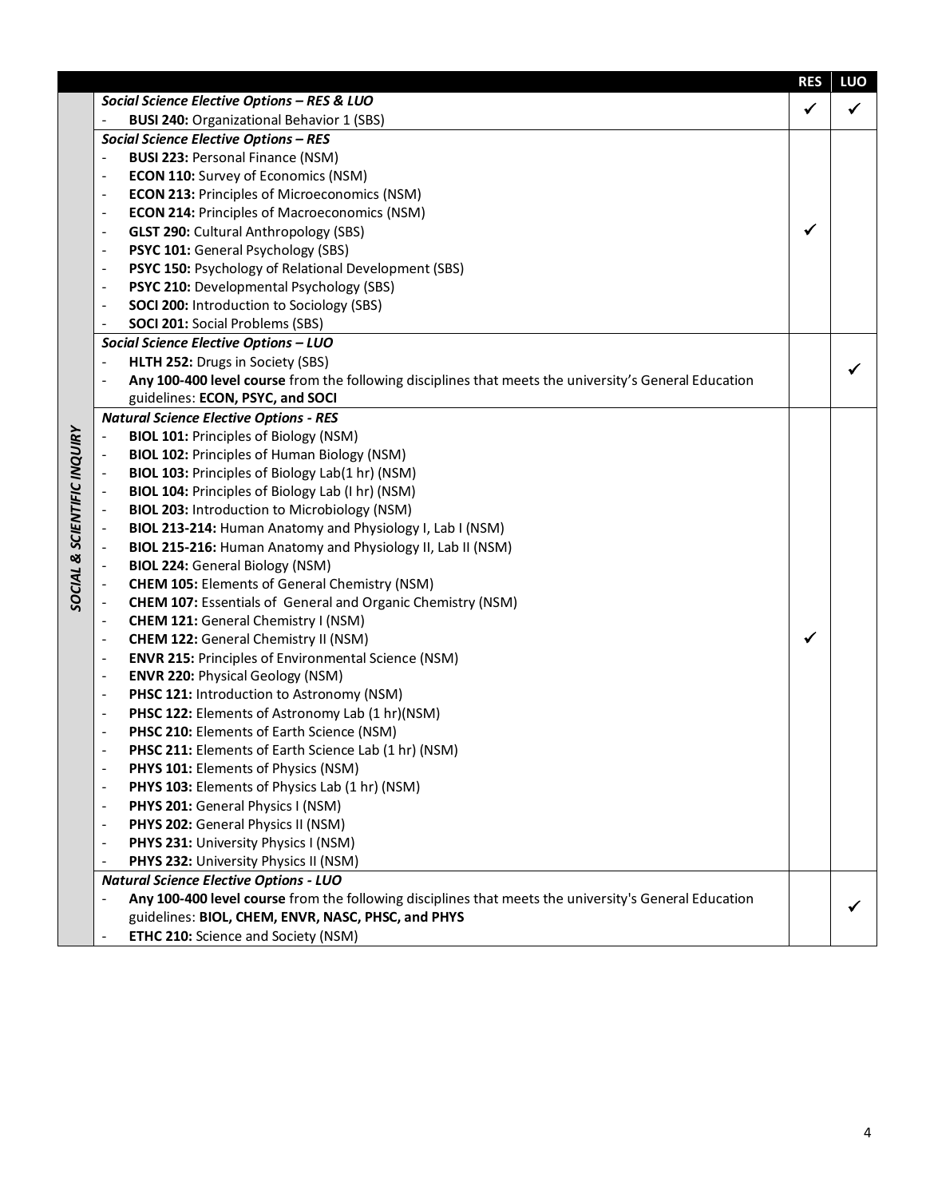| SOCIAL & SCIENTIFIC INQUIRY | | RES | LUO |
|---|---|---|---|
| | ***Social Science Elective Options – RES & LUO***<br>- **BUSI 240:** Organizational Behavior 1 (SBS) | ✓ | ✓ |
| | ***Social Science Elective Options – RES***<br>- **BUSI 223:** Personal Finance (NSM)<br>- **ECON 110:** Survey of Economics (NSM)<br>- **ECON 213:** Principles of Microeconomics (NSM)<br>- **ECON 214:** Principles of Macroeconomics (NSM)<br>- **GLST 290:** Cultural Anthropology (SBS)<br>- **PSYC 101:** General Psychology (SBS)<br>- **PSYC 150:** Psychology of Relational Development (SBS)<br>- **PSYC 210:** Developmental Psychology (SBS)<br>- **SOCI 200:** Introduction to Sociology (SBS)<br>- **SOCI 201:** Social Problems (SBS) | ✓ | |
| | ***Social Science Elective Options – LUO***<br>- **HLTH 252:** Drugs in Society (SBS)<br>- **Any 100-400 level course** from the following disciplines that meets the university's General Education guidelines: **ECON, PSYC, and SOCI** | | ✓ |
| | ***Natural Science Elective Options - RES***<br>- **BIOL 101:** Principles of Biology (NSM)<br>- **BIOL 102:** Principles of Human Biology (NSM)<br>- **BIOL 103:** Principles of Biology Lab(1 hr) (NSM)<br>- **BIOL 104:** Principles of Biology Lab (I hr) (NSM)<br>- **BIOL 203:** Introduction to Microbiology (NSM)<br>- **BIOL 213-214:** Human Anatomy and Physiology I, Lab I (NSM)<br>- **BIOL 215-216:** Human Anatomy and Physiology II, Lab II (NSM)<br>- **BIOL 224:** General Biology (NSM)<br>- **CHEM 105:** Elements of General Chemistry (NSM)<br>- **CHEM 107:** Essentials of General and Organic Chemistry (NSM)<br>- **CHEM 121:** General Chemistry I (NSM)<br>- **CHEM 122:** General Chemistry II (NSM)<br>- **ENVR 215:** Principles of Environmental Science (NSM)<br>- **ENVR 220:** Physical Geology (NSM)<br>- **PHSC 121:** Introduction to Astronomy (NSM)<br>- **PHSC 122:** Elements of Astronomy Lab (1 hr)(NSM)<br>- **PHSC 210:** Elements of Earth Science (NSM)<br>- **PHSC 211:** Elements of Earth Science Lab (1 hr) (NSM)<br>- **PHYS 101:** Elements of Physics (NSM)<br>- **PHYS 103:** Elements of Physics Lab (1 hr) (NSM)<br>- **PHYS 201:** General Physics I (NSM)<br>- **PHYS 202:** General Physics II (NSM)<br>- **PHYS 231:** University Physics I (NSM)<br>- **PHYS 232:** University Physics II (NSM) | ✓ | |
| | ***Natural Science Elective Options - LUO***<br>- **Any 100-400 level course** from the following disciplines that meets the university's General Education guidelines: **BIOL, CHEM, ENVR, NASC, PHSC, and PHYS**<br>- **ETHC 210:** Science and Society (NSM) | | ✓ |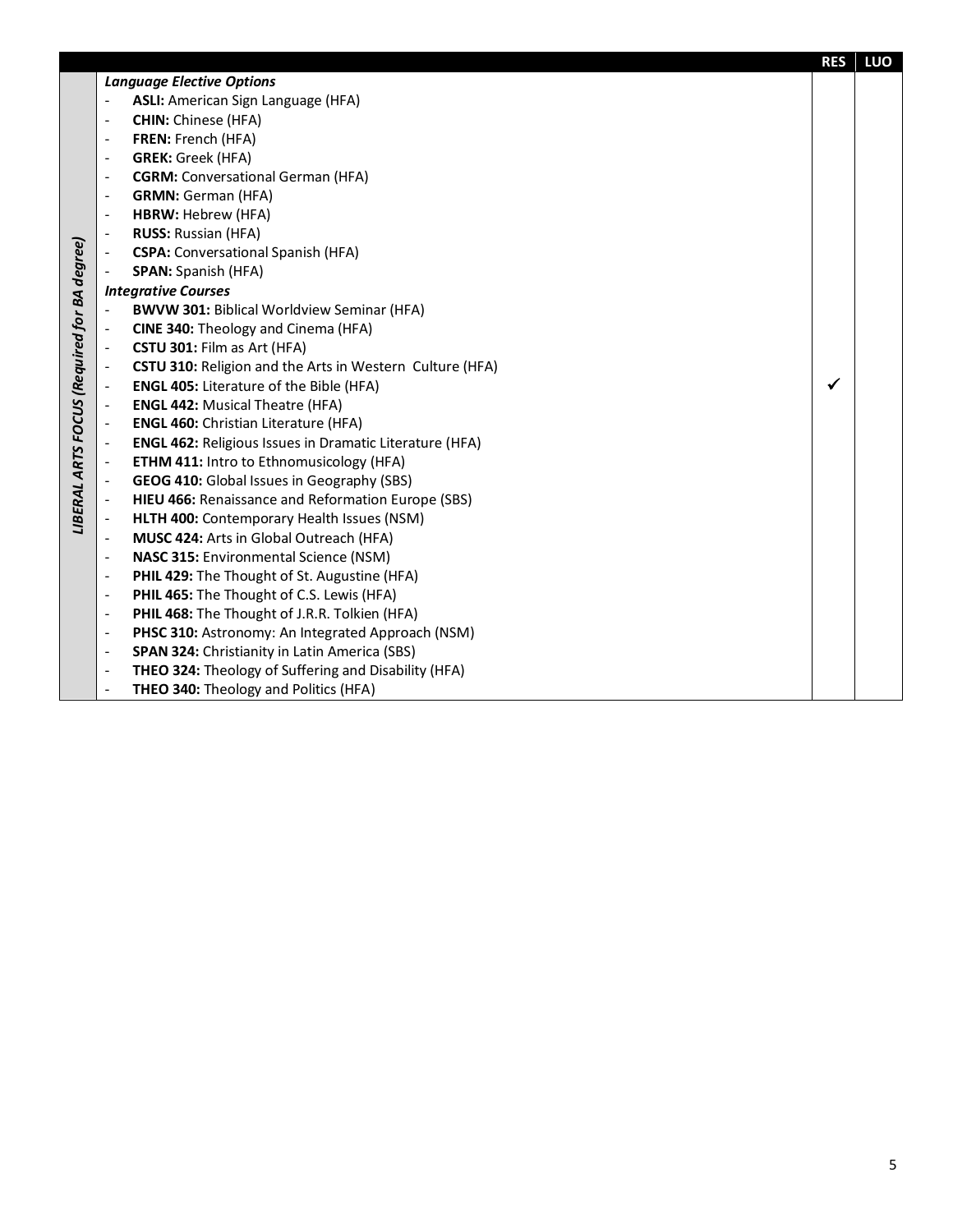| | | RES | LUO |
|---|---|---|---|
| LIBERAL ARTS FOCUS (Required for BA degree) | ***Language Elective Options*** | | |
| | - **ASLI:** American Sign Language (HFA) | | |
| | - **CHIN:** Chinese (HFA) | | |
| | - **FREN:** French (HFA) | | |
| | - **GREK:** Greek (HFA) | | |
| | - **CGRM:** Conversational German (HFA) | | |
| | - **GRMN:** German (HFA) | | |
| | - **HBRW:** Hebrew (HFA) | | |
| | - **RUSS:** Russian (HFA) | | |
| | - **CSPA:** Conversational Spanish (HFA) | | |
| | - **SPAN:** Spanish (HFA) | | |
| | ***Integrative Courses*** | | |
| | - **BWVW 301:** Biblical Worldview Seminar (HFA) | | |
| | - **CINE 340:** Theology and Cinema (HFA) | | |
| | - **CSTU 301:** Film as Art (HFA) | | |
| | - **CSTU 310:** Religion and the Arts in Western Culture (HFA) | | |
| | - **ENGL 405:** Literature of the Bible (HFA) | ✓ | |
| | - **ENGL 442:** Musical Theatre (HFA) | | |
| | - **ENGL 460:** Christian Literature (HFA) | | |
| | - **ENGL 462:** Religious Issues in Dramatic Literature (HFA) | | |
| | - **ETHM 411:** Intro to Ethnomusicology (HFA) | | |
| | - **GEOG 410:** Global Issues in Geography (SBS) | | |
| | - **HIEU 466:** Renaissance and Reformation Europe (SBS) | | |
| | - **HLTH 400:** Contemporary Health Issues (NSM) | | |
| | - **MUSC 424:** Arts in Global Outreach (HFA) | | |
| | - **NASC 315:** Environmental Science (NSM) | | |
| | - **PHIL 429:** The Thought of St. Augustine (HFA) | | |
| | - **PHIL 465:** The Thought of C.S. Lewis (HFA) | | |
| | - **PHIL 468:** The Thought of J.R.R. Tolkien (HFA) | | |
| | - **PHSC 310:** Astronomy: An Integrated Approach (NSM) | | |
| | - **SPAN 324:** Christianity in Latin America (SBS) | | |
| | - **THEO 324:** Theology of Suffering and Disability (HFA) | | |
| | - **THEO 340:** Theology and Politics (HFA) | | |